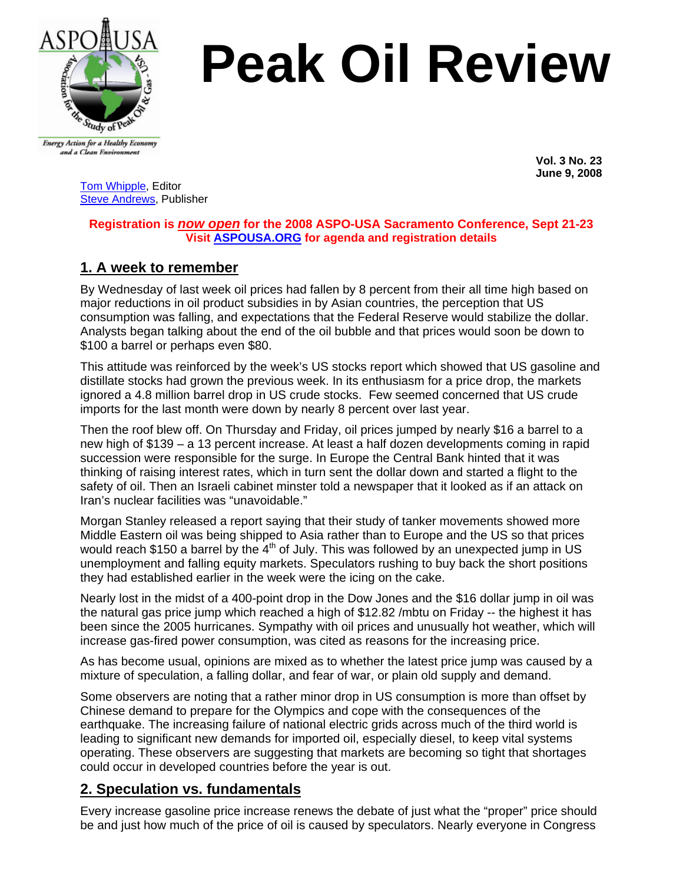# Peak Oil Review

**Vol. 3 No. 23**
**June 9, 2008**

Tom Whipple, Editor
Steve Andrews, Publisher

**Registration is *now open* for the 2008 ASPO-USA Sacramento Conference, Sept 21-23**
**Visit ASPOUSA.ORG for agenda and registration details**

## 1. A week to remember

By Wednesday of last week oil prices had fallen by 8 percent from their all time high based on major reductions in oil product subsidies in by Asian countries, the perception that US consumption was falling, and expectations that the Federal Reserve would stabilize the dollar. Analysts began talking about the end of the oil bubble and that prices would soon be down to $100 a barrel or perhaps even $80.

This attitude was reinforced by the week's US stocks report which showed that US gasoline and distillate stocks had grown the previous week. In its enthusiasm for a price drop, the markets ignored a 4.8 million barrel drop in US crude stocks. Few seemed concerned that US crude imports for the last month were down by nearly 8 percent over last year.

Then the roof blew off. On Thursday and Friday, oil prices jumped by nearly $16 a barrel to a new high of $139 – a 13 percent increase. At least a half dozen developments coming in rapid succession were responsible for the surge. In Europe the Central Bank hinted that it was thinking of raising interest rates, which in turn sent the dollar down and started a flight to the safety of oil. Then an Israeli cabinet minster told a newspaper that it looked as if an attack on Iran's nuclear facilities was "unavoidable."

Morgan Stanley released a report saying that their study of tanker movements showed more Middle Eastern oil was being shipped to Asia rather than to Europe and the US so that prices would reach $150 a barrel by the 4th of July. This was followed by an unexpected jump in US unemployment and falling equity markets. Speculators rushing to buy back the short positions they had established earlier in the week were the icing on the cake.

Nearly lost in the midst of a 400-point drop in the Dow Jones and the $16 dollar jump in oil was the natural gas price jump which reached a high of $12.82 /mbtu on Friday -- the highest it has been since the 2005 hurricanes. Sympathy with oil prices and unusually hot weather, which will increase gas-fired power consumption, was cited as reasons for the increasing price.

As has become usual, opinions are mixed as to whether the latest price jump was caused by a mixture of speculation, a falling dollar, and fear of war, or plain old supply and demand.

Some observers are noting that a rather minor drop in US consumption is more than offset by Chinese demand to prepare for the Olympics and cope with the consequences of the earthquake. The increasing failure of national electric grids across much of the third world is leading to significant new demands for imported oil, especially diesel, to keep vital systems operating. These observers are suggesting that markets are becoming so tight that shortages could occur in developed countries before the year is out.

## 2. Speculation vs. fundamentals

Every increase gasoline price increase renews the debate of just what the "proper" price should be and just how much of the price of oil is caused by speculators. Nearly everyone in Congress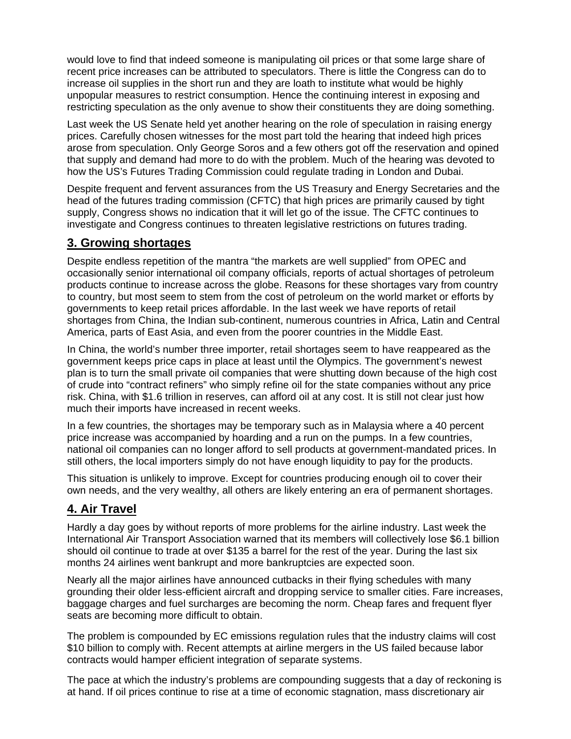would love to find that indeed someone is manipulating oil prices or that some large share of recent price increases can be attributed to speculators. There is little the Congress can do to increase oil supplies in the short run and they are loath to institute what would be highly unpopular measures to restrict consumption. Hence the continuing interest in exposing and restricting speculation as the only avenue to show their constituents they are doing something.

Last week the US Senate held yet another hearing on the role of speculation in raising energy prices. Carefully chosen witnesses for the most part told the hearing that indeed high prices arose from speculation. Only George Soros and a few others got off the reservation and opined that supply and demand had more to do with the problem. Much of the hearing was devoted to how the US's Futures Trading Commission could regulate trading in London and Dubai.

Despite frequent and fervent assurances from the US Treasury and Energy Secretaries and the head of the futures trading commission (CFTC) that high prices are primarily caused by tight supply, Congress shows no indication that it will let go of the issue. The CFTC continues to investigate and Congress continues to threaten legislative restrictions on futures trading.

## 3. Growing shortages

Despite endless repetition of the mantra "the markets are well supplied" from OPEC and occasionally senior international oil company officials, reports of actual shortages of petroleum products continue to increase across the globe. Reasons for these shortages vary from country to country, but most seem to stem from the cost of petroleum on the world market or efforts by governments to keep retail prices affordable. In the last week we have reports of retail shortages from China, the Indian sub-continent, numerous countries in Africa, Latin and Central America, parts of East Asia, and even from the poorer countries in the Middle East.

In China, the world's number three importer, retail shortages seem to have reappeared as the government keeps price caps in place at least until the Olympics. The government's newest plan is to turn the small private oil companies that were shutting down because of the high cost of crude into "contract refiners" who simply refine oil for the state companies without any price risk. China, with $1.6 trillion in reserves, can afford oil at any cost. It is still not clear just how much their imports have increased in recent weeks.

In a few countries, the shortages may be temporary such as in Malaysia where a 40 percent price increase was accompanied by hoarding and a run on the pumps. In a few countries, national oil companies can no longer afford to sell products at government-mandated prices. In still others, the local importers simply do not have enough liquidity to pay for the products.

This situation is unlikely to improve. Except for countries producing enough oil to cover their own needs, and the very wealthy, all others are likely entering an era of permanent shortages.

## 4. Air Travel

Hardly a day goes by without reports of more problems for the airline industry. Last week the International Air Transport Association warned that its members will collectively lose $6.1 billion should oil continue to trade at over $135 a barrel for the rest of the year. During the last six months 24 airlines went bankrupt and more bankruptcies are expected soon.

Nearly all the major airlines have announced cutbacks in their flying schedules with many grounding their older less-efficient aircraft and dropping service to smaller cities. Fare increases, baggage charges and fuel surcharges are becoming the norm. Cheap fares and frequent flyer seats are becoming more difficult to obtain.

The problem is compounded by EC emissions regulation rules that the industry claims will cost $10 billion to comply with. Recent attempts at airline mergers in the US failed because labor contracts would hamper efficient integration of separate systems.

The pace at which the industry's problems are compounding suggests that a day of reckoning is at hand. If oil prices continue to rise at a time of economic stagnation, mass discretionary air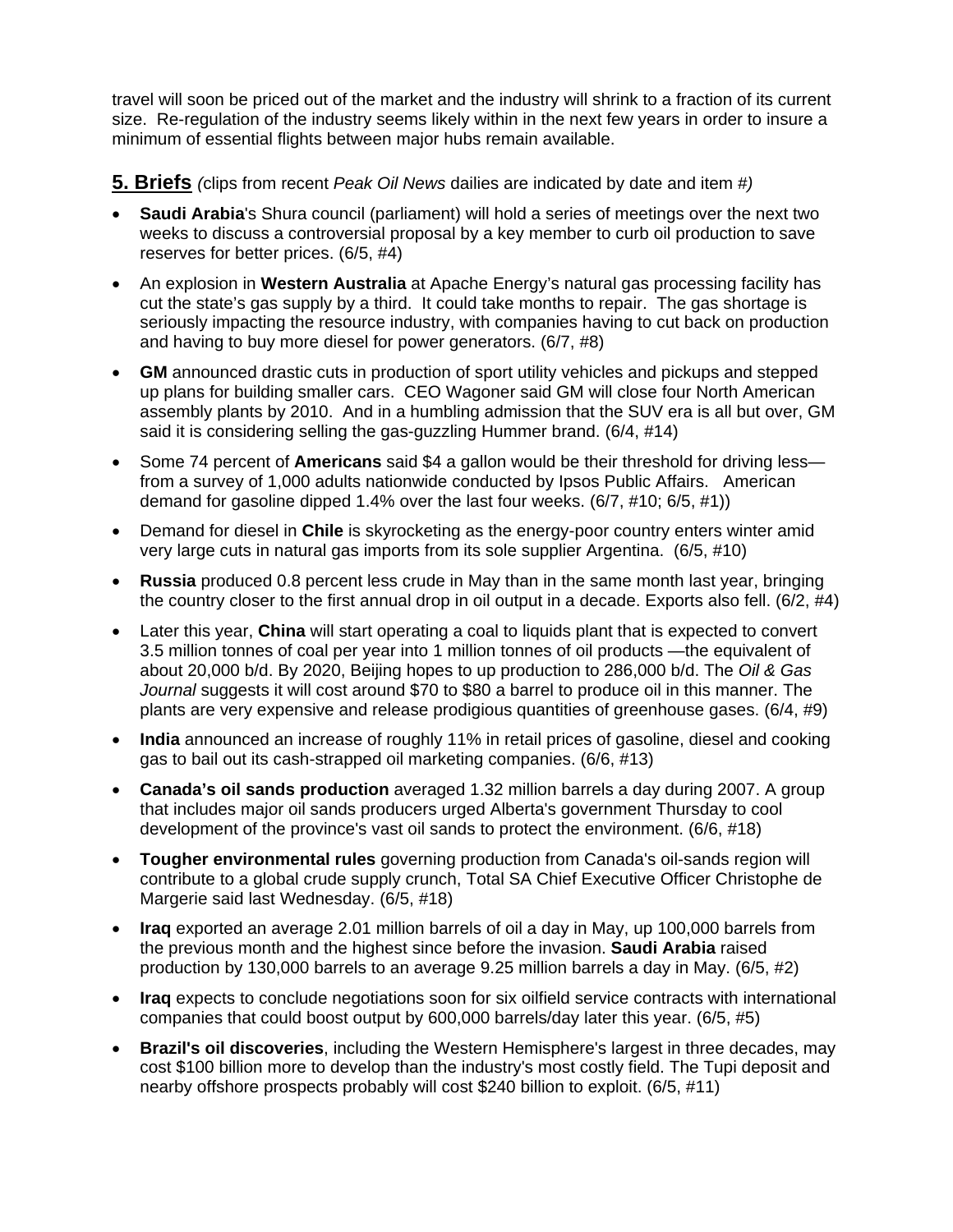travel will soon be priced out of the market and the industry will shrink to a fraction of its current size. Re-regulation of the industry seems likely within in the next few years in order to insure a minimum of essential flights between major hubs remain available.

## 5. Briefs *(clips from recent Peak Oil News dailies are indicated by date and item #)*

- **Saudi Arabia**'s Shura council (parliament) will hold a series of meetings over the next two weeks to discuss a controversial proposal by a key member to curb oil production to save reserves for better prices. (6/5, #4)
- An explosion in **Western Australia** at Apache Energy's natural gas processing facility has cut the state's gas supply by a third. It could take months to repair. The gas shortage is seriously impacting the resource industry, with companies having to cut back on production and having to buy more diesel for power generators. (6/7, #8)
- **GM** announced drastic cuts in production of sport utility vehicles and pickups and stepped up plans for building smaller cars. CEO Wagoner said GM will close four North American assembly plants by 2010. And in a humbling admission that the SUV era is all but over, GM said it is considering selling the gas-guzzling Hummer brand. (6/4, #14)
- Some 74 percent of **Americans** said $4 a gallon would be their threshold for driving less—from a survey of 1,000 adults nationwide conducted by Ipsos Public Affairs. American demand for gasoline dipped 1.4% over the last four weeks. (6/7, #10; 6/5, #1))
- Demand for diesel in **Chile** is skyrocketing as the energy-poor country enters winter amid very large cuts in natural gas imports from its sole supplier Argentina. (6/5, #10)
- **Russia** produced 0.8 percent less crude in May than in the same month last year, bringing the country closer to the first annual drop in oil output in a decade. Exports also fell. (6/2, #4)
- Later this year, **China** will start operating a coal to liquids plant that is expected to convert 3.5 million tonnes of coal per year into 1 million tonnes of oil products —the equivalent of about 20,000 b/d. By 2020, Beijing hopes to up production to 286,000 b/d. The *Oil & Gas Journal* suggests it will cost around $70 to $80 a barrel to produce oil in this manner. The plants are very expensive and release prodigious quantities of greenhouse gases. (6/4, #9)
- **India** announced an increase of roughly 11% in retail prices of gasoline, diesel and cooking gas to bail out its cash-strapped oil marketing companies. (6/6, #13)
- **Canada's oil sands production** averaged 1.32 million barrels a day during 2007. A group that includes major oil sands producers urged Alberta's government Thursday to cool development of the province's vast oil sands to protect the environment. (6/6, #18)
- **Tougher environmental rules** governing production from Canada's oil-sands region will contribute to a global crude supply crunch, Total SA Chief Executive Officer Christophe de Margerie said last Wednesday. (6/5, #18)
- **Iraq** exported an average 2.01 million barrels of oil a day in May, up 100,000 barrels from the previous month and the highest since before the invasion. **Saudi Arabia** raised production by 130,000 barrels to an average 9.25 million barrels a day in May. (6/5, #2)
- **Iraq** expects to conclude negotiations soon for six oilfield service contracts with international companies that could boost output by 600,000 barrels/day later this year. (6/5, #5)
- **Brazil's oil discoveries**, including the Western Hemisphere's largest in three decades, may cost $100 billion more to develop than the industry's most costly field. The Tupi deposit and nearby offshore prospects probably will cost $240 billion to exploit. (6/5, #11)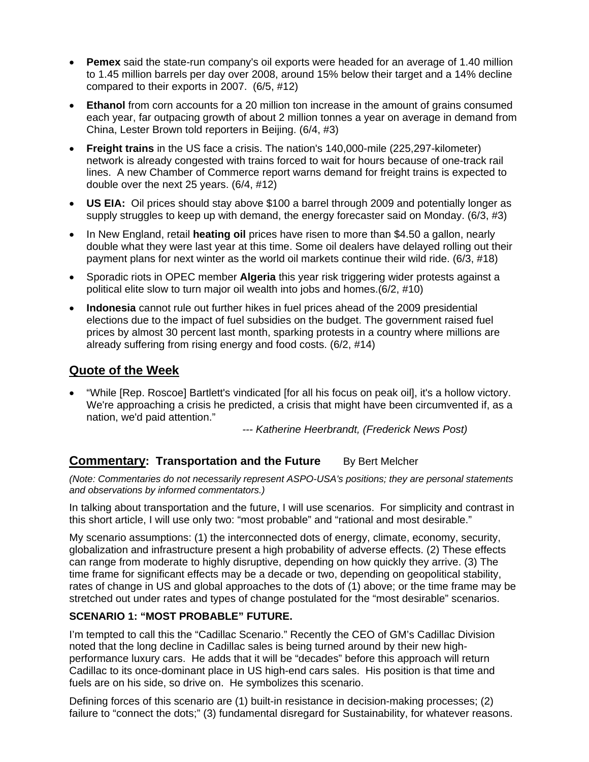- **Pemex** said the state-run company's oil exports were headed for an average of 1.40 million to 1.45 million barrels per day over 2008, around 15% below their target and a 14% decline compared to their exports in 2007. (6/5, #12)
- **Ethanol** from corn accounts for a 20 million ton increase in the amount of grains consumed each year, far outpacing growth of about 2 million tonnes a year on average in demand from China, Lester Brown told reporters in Beijing. (6/4, #3)
- **Freight trains** in the US face a crisis. The nation's 140,000-mile (225,297-kilometer) network is already congested with trains forced to wait for hours because of one-track rail lines. A new Chamber of Commerce report warns demand for freight trains is expected to double over the next 25 years. (6/4, #12)
- **US EIA:** Oil prices should stay above $100 a barrel through 2009 and potentially longer as supply struggles to keep up with demand, the energy forecaster said on Monday. (6/3, #3)
- In New England, retail **heating oil** prices have risen to more than $4.50 a gallon, nearly double what they were last year at this time. Some oil dealers have delayed rolling out their payment plans for next winter as the world oil markets continue their wild ride. (6/3, #18)
- Sporadic riots in OPEC member **Algeria** this year risk triggering wider protests against a political elite slow to turn major oil wealth into jobs and homes.(6/2, #10)
- **Indonesia** cannot rule out further hikes in fuel prices ahead of the 2009 presidential elections due to the impact of fuel subsidies on the budget. The government raised fuel prices by almost 30 percent last month, sparking protests in a country where millions are already suffering from rising energy and food costs. (6/2, #14)

## Quote of the Week

- "While [Rep. Roscoe] Bartlett's vindicated [for all his focus on peak oil], it's a hollow victory. We're approaching a crisis he predicted, a crisis that might have been circumvented if, as a nation, we'd paid attention."

  *--- Katherine Heerbrandt, (Frederick News Post)*

## Commentary: Transportation and the Future

By Bert Melcher

*(Note: Commentaries do not necessarily represent ASPO-USA's positions; they are personal statements and observations by informed commentators.)*

In talking about transportation and the future, I will use scenarios. For simplicity and contrast in this short article, I will use only two: "most probable" and "rational and most desirable."

My scenario assumptions: (1) the interconnected dots of energy, climate, economy, security, globalization and infrastructure present a high probability of adverse effects. (2) These effects can range from moderate to highly disruptive, depending on how quickly they arrive. (3) The time frame for significant effects may be a decade or two, depending on geopolitical stability, rates of change in US and global approaches to the dots of (1) above; or the time frame may be stretched out under rates and types of change postulated for the "most desirable" scenarios.

**SCENARIO 1: "MOST PROBABLE" FUTURE.**

I'm tempted to call this the "Cadillac Scenario." Recently the CEO of GM's Cadillac Division noted that the long decline in Cadillac sales is being turned around by their new high-performance luxury cars. He adds that it will be "decades" before this approach will return Cadillac to its once-dominant place in US high-end cars sales. His position is that time and fuels are on his side, so drive on. He symbolizes this scenario.

Defining forces of this scenario are (1) built-in resistance in decision-making processes; (2) failure to "connect the dots;" (3) fundamental disregard for Sustainability, for whatever reasons.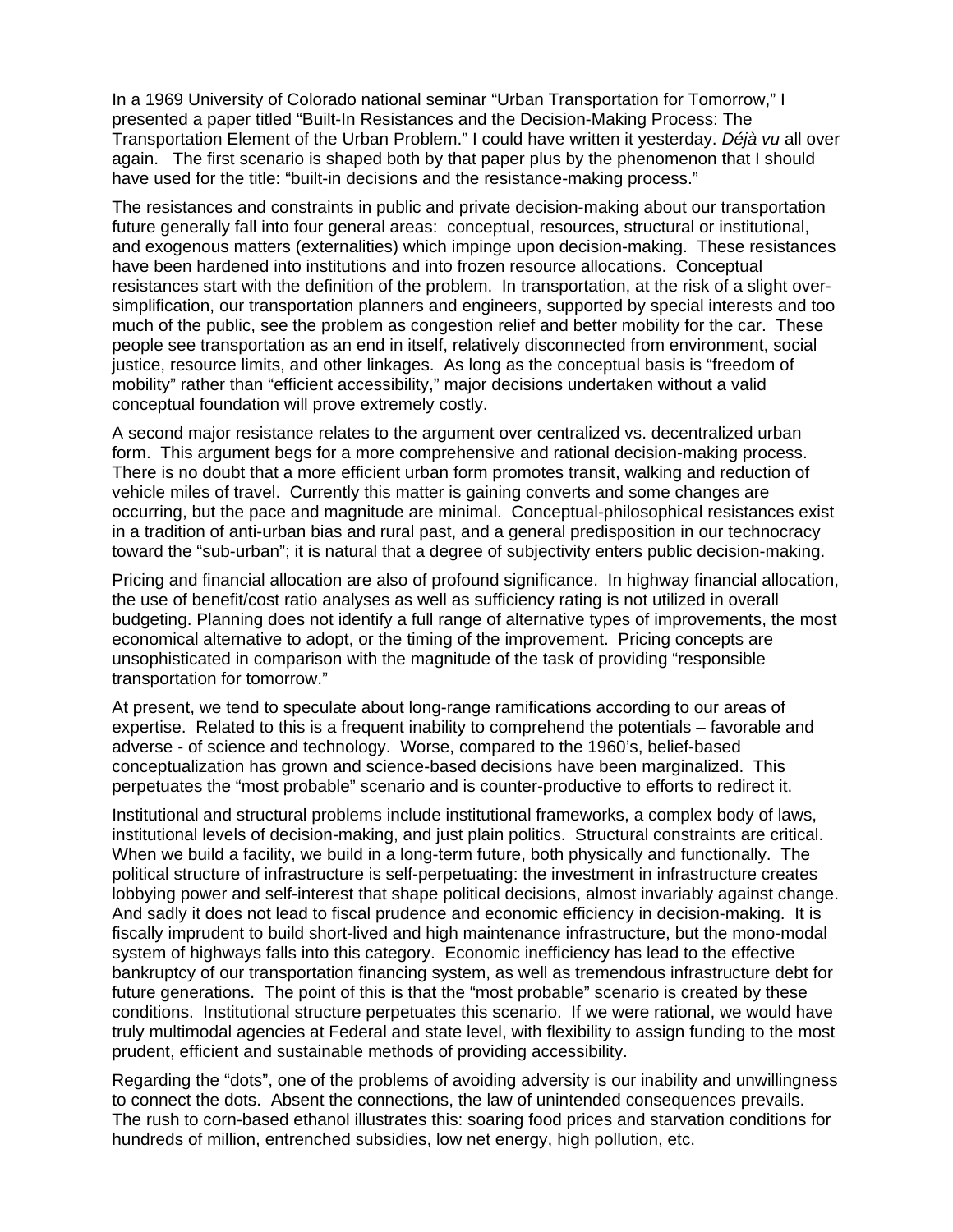In a 1969 University of Colorado national seminar "Urban Transportation for Tomorrow," I presented a paper titled "Built-In Resistances and the Decision-Making Process: The Transportation Element of the Urban Problem." I could have written it yesterday. *Déjà vu* all over again. The first scenario is shaped both by that paper plus by the phenomenon that I should have used for the title: "built-in decisions and the resistance-making process."

The resistances and constraints in public and private decision-making about our transportation future generally fall into four general areas: conceptual, resources, structural or institutional, and exogenous matters (externalities) which impinge upon decision-making. These resistances have been hardened into institutions and into frozen resource allocations. Conceptual resistances start with the definition of the problem. In transportation, at the risk of a slight over-simplification, our transportation planners and engineers, supported by special interests and too much of the public, see the problem as congestion relief and better mobility for the car. These people see transportation as an end in itself, relatively disconnected from environment, social justice, resource limits, and other linkages. As long as the conceptual basis is "freedom of mobility" rather than "efficient accessibility," major decisions undertaken without a valid conceptual foundation will prove extremely costly.

A second major resistance relates to the argument over centralized vs. decentralized urban form. This argument begs for a more comprehensive and rational decision-making process. There is no doubt that a more efficient urban form promotes transit, walking and reduction of vehicle miles of travel. Currently this matter is gaining converts and some changes are occurring, but the pace and magnitude are minimal. Conceptual-philosophic resistances exist in a tradition of anti-urban bias and rural past, and a general predisposition in our technocracy toward the "sub-urban"; it is natural that a degree of subjectivity enters public decision-making.

Pricing and financial allocation are also of profound significance. In highway financial allocation, the use of benefit/cost ratio analyses as well as sufficiency rating is not utilized in overall budgeting. Planning does not identify a full range of alternative types of improvements, the most economical alternative to adopt, or the timing of the improvement. Pricing concepts are unsophisticated in comparison with the magnitude of the task of providing "responsible transportation for tomorrow."

At present, we tend to speculate about long-range ramifications according to our areas of expertise. Related to this is a frequent inability to comprehend the potentials – favorable and adverse - of science and technology. Worse, compared to the 1960's, belief-based conceptualization has grown and science-based decisions have been marginalized. This perpetuates the "most probable" scenario and is counter-productive to efforts to redirect it.

Institutional and structural problems include institutional frameworks, a complex body of laws, institutional levels of decision-making, and just plain politics. Structural constraints are critical. When we build a facility, we build in a long-term future, both physically and functionally. The political structure of infrastructure is self-perpetuating: the investment in infrastructure creates lobbying power and self-interest that shape political decisions, almost invariably against change. And sadly it does not lead to fiscal prudence and economic efficiency in decision-making. It is fiscally imprudent to build short-lived and high maintenance infrastructure, but the mono-modal system of highways falls into this category. Economic inefficiency has lead to the effective bankruptcy of our transportation financing system, as well as tremendous infrastructure debt for future generations. The point of this is that the "most probable" scenario is created by these conditions. Institutional structure perpetuates this scenario. If we were rational, we would have truly multimodal agencies at Federal and state level, with flexibility to assign funding to the most prudent, efficient and sustainable methods of providing accessibility.

Regarding the "dots", one of the problems of avoiding adversity is our inability and unwillingness to connect the dots. Absent the connections, the law of unintended consequences prevails. The rush to corn-based ethanol illustrates this: soaring food prices and starvation conditions for hundreds of million, entrenched subsidies, low net energy, high pollution, etc.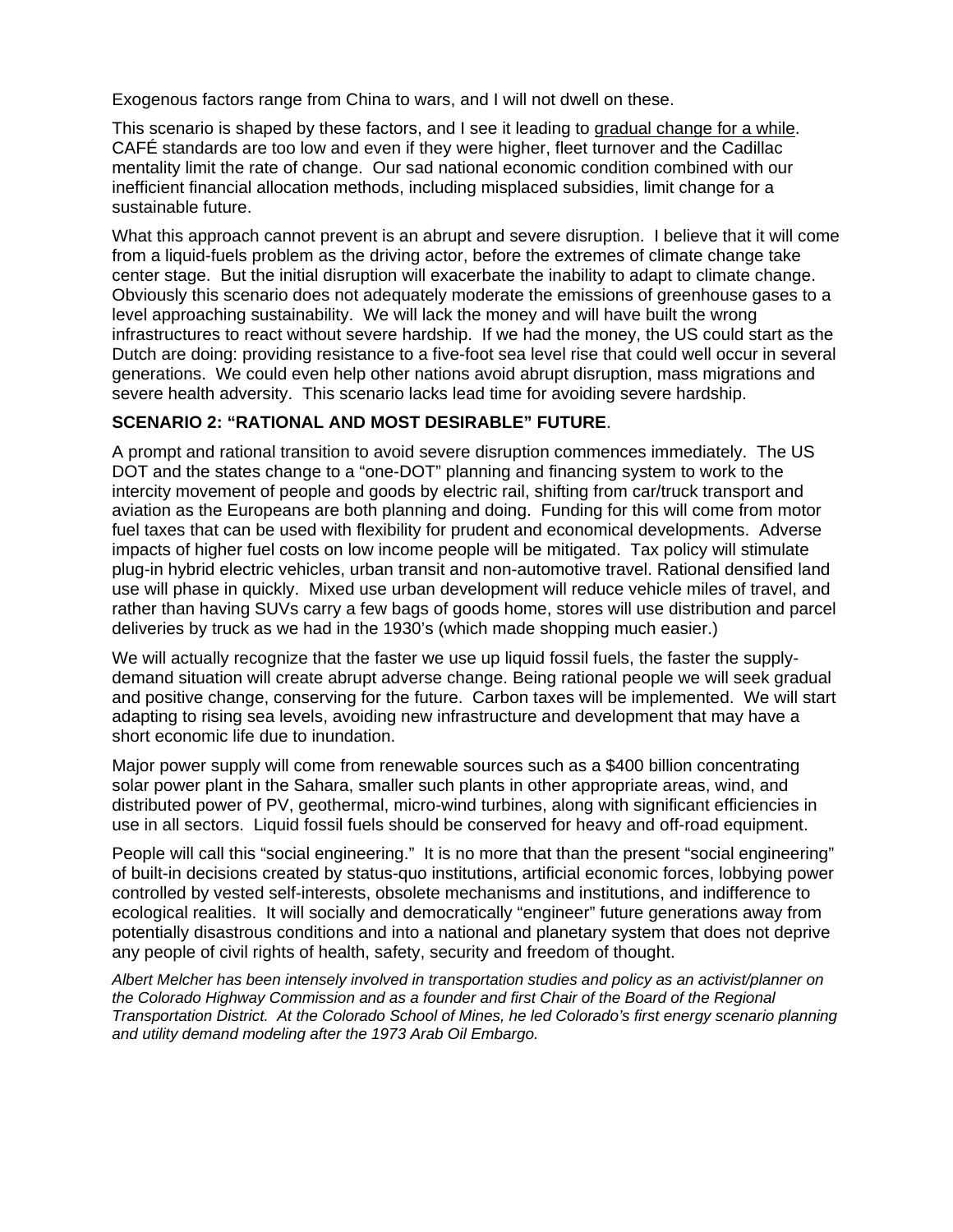Exogenous factors range from China to wars, and I will not dwell on these.

This scenario is shaped by these factors, and I see it leading to gradual change for a while. CAFÉ standards are too low and even if they were higher, fleet turnover and the Cadillac mentality limit the rate of change. Our sad national economic condition combined with our inefficient financial allocation methods, including misplaced subsidies, limit change for a sustainable future.

What this approach cannot prevent is an abrupt and severe disruption. I believe that it will come from a liquid-fuels problem as the driving actor, before the extremes of climate change take center stage. But the initial disruption will exacerbate the inability to adapt to climate change. Obviously this scenario does not adequately moderate the emissions of greenhouse gases to a level approaching sustainability. We will lack the money and will have built the wrong infrastructures to react without severe hardship. If we had the money, the US could start as the Dutch are doing: providing resistance to a five-foot sea level rise that could well occur in several generations. We could even help other nations avoid abrupt disruption, mass migrations and severe health adversity. This scenario lacks lead time for avoiding severe hardship.

**SCENARIO 2: "RATIONAL AND MOST DESIRABLE" FUTURE**.

A prompt and rational transition to avoid severe disruption commences immediately. The US DOT and the states change to a "one-DOT" planning and financing system to work to the intercity movement of people and goods by electric rail, shifting from car/truck transport and aviation as the Europeans are both planning and doing. Funding for this will come from motor fuel taxes that can be used with flexibility for prudent and economical developments. Adverse impacts of higher fuel costs on low income people will be mitigated. Tax policy will stimulate plug-in hybrid electric vehicles, urban transit and non-automotive travel. Rational densified land use will phase in quickly. Mixed use urban development will reduce vehicle miles of travel, and rather than having SUVs carry a few bags of goods home, stores will use distribution and parcel deliveries by truck as we had in the 1930's (which made shopping much easier.)

We will actually recognize that the faster we use up liquid fossil fuels, the faster the supply-demand situation will create abrupt adverse change. Being rational people we will seek gradual and positive change, conserving for the future. Carbon taxes will be implemented. We will start adapting to rising sea levels, avoiding new infrastructure and development that may have a short economic life due to inundation.

Major power supply will come from renewable sources such as a \$400 billion concentrating solar power plant in the Sahara, smaller such plants in other appropriate areas, wind, and distributed power of PV, geothermal, micro-wind turbines, along with significant efficiencies in use in all sectors. Liquid fossil fuels should be conserved for heavy and off-road equipment.

People will call this "social engineering." It is no more that than the present "social engineering" of built-in decisions created by status-quo institutions, artificial economic forces, lobbying power controlled by vested self-interests, obsolete mechanisms and institutions, and indifference to ecological realities. It will socially and democratically "engineer" future generations away from potentially disastrous conditions and into a national and planetary system that does not deprive any people of civil rights of health, safety, security and freedom of thought.

*Albert Melcher has been intensely involved in transportation studies and policy as an activist/planner on the Colorado Highway Commission and as a founder and first Chair of the Board of the Regional Transportation District. At the Colorado School of Mines, he led Colorado's first energy scenario planning and utility demand modeling after the 1973 Arab Oil Embargo.*